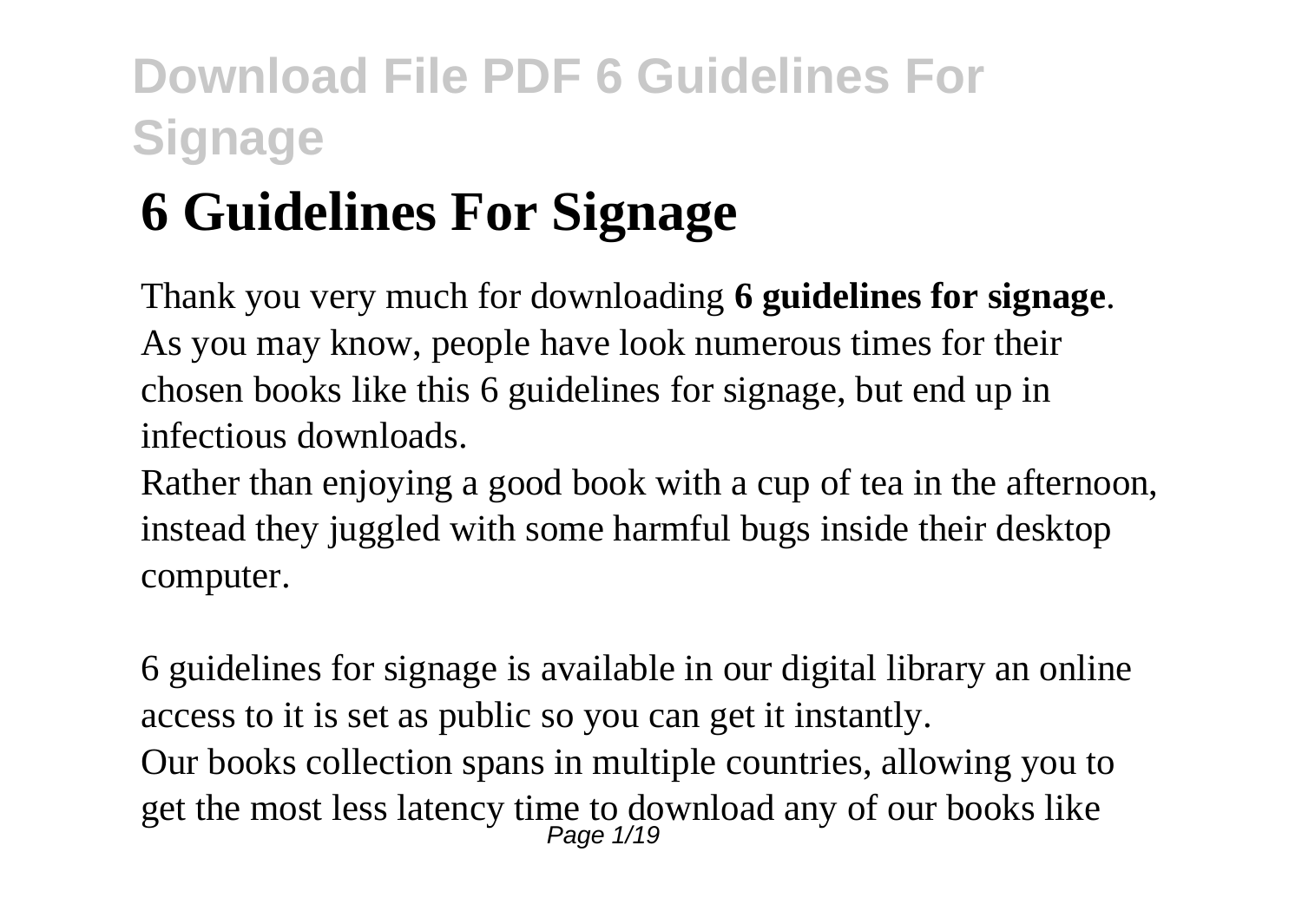# 6 Guidelines For Signage

Thank you very much for downloading **6 guidelines for signage**. As you may know, people have look numerous times for their chosen books like this 6 guidelines for signage, but end up in infectious downloads.

Rather than enjoying a good book with a cup of tea in the afternoon, instead they juggled with some harmful bugs inside their desktop computer.

6 guidelines for signage is available in our digital library an online access to it is set as public so you can get it instantly.

Our books collection spans in multiple countries, allowing you to get the most less latency time to download any of our books like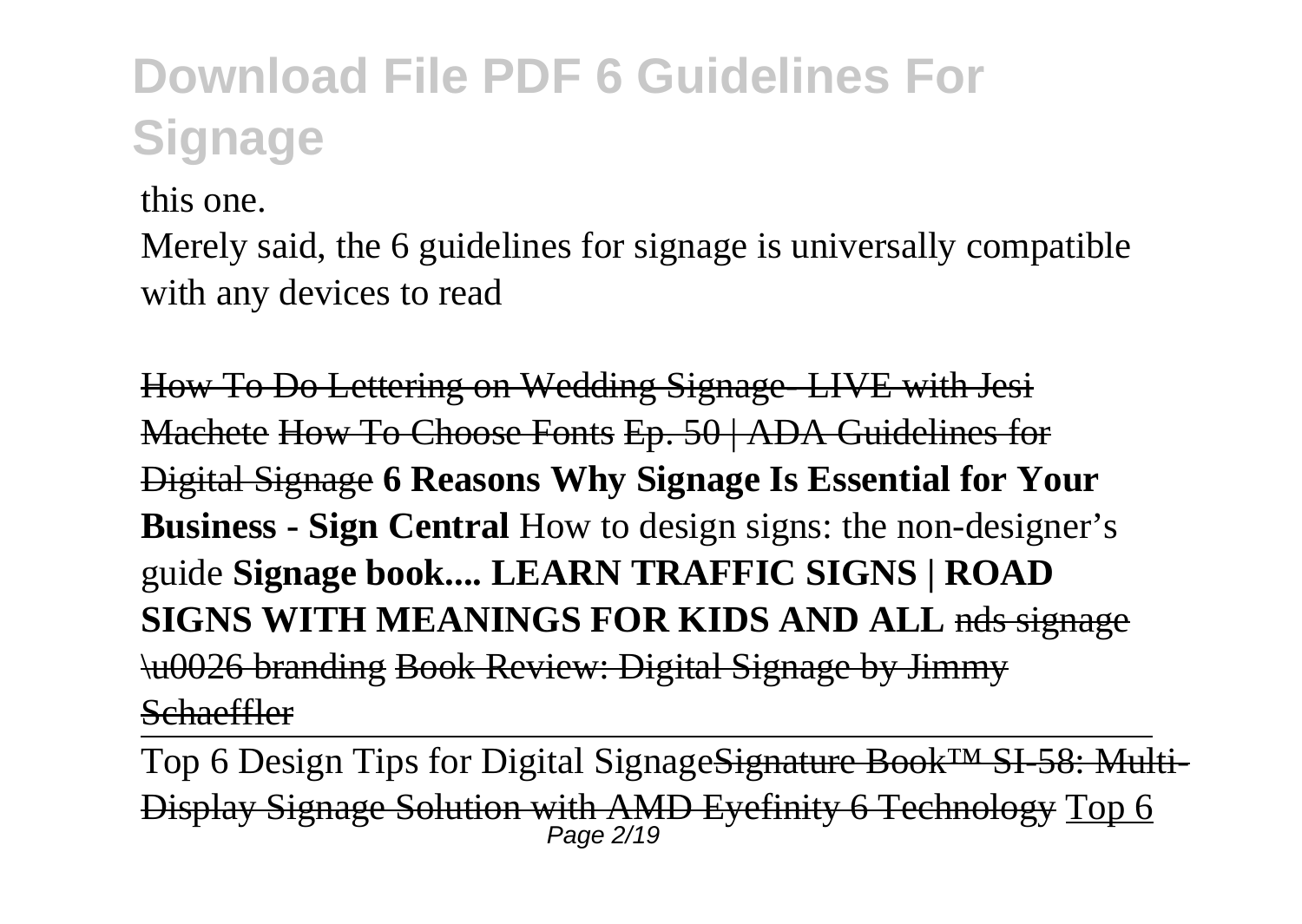this one.

Merely said, the 6 guidelines for signage is universally compatible with any devices to read

~~How To Do Lettering on Wedding Signage- LIVE with Jesi Machete~~ ~~How To Choose Fonts~~ ~~Ep. 50 | ADA Guidelines for Digital Signage~~ **6 Reasons Why Signage Is Essential for Your Business - Sign Central** How to design signs: the non-designer's guide **Signage book.... LEARN TRAFFIC SIGNS | ROAD SIGNS WITH MEANINGS FOR KIDS AND ALL** ~~nds signage \u0026 branding~~ ~~Book Review: Digital Signage by Jimmy Schaeffler~~

Top 6 Design Tips for Digital Signage~~Signature Book™ SI-58: Multi-Display Signage Solution with AMD Eyefinity 6 Technology~~ Top 6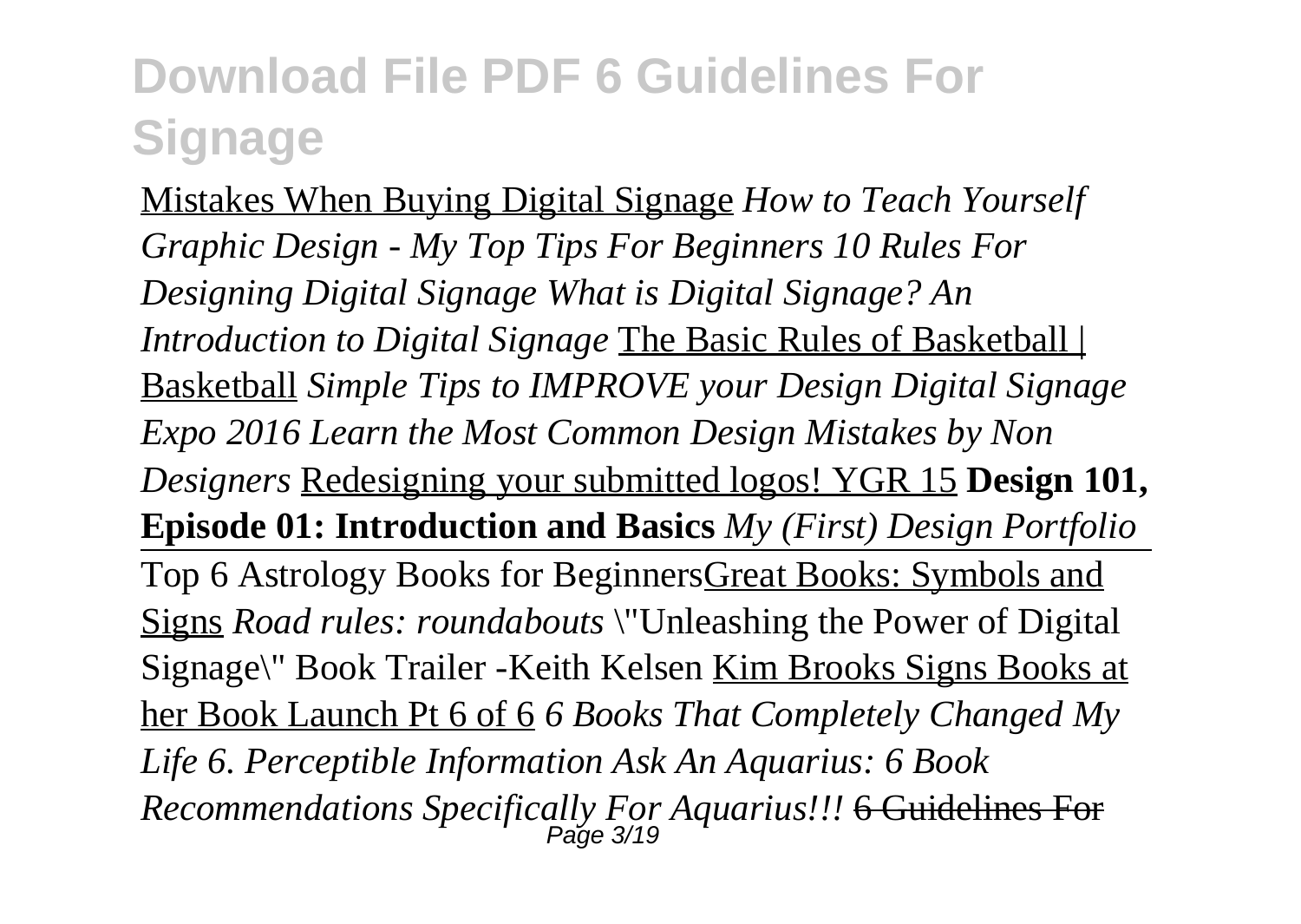Mistakes When Buying Digital Signage *How to Teach Yourself Graphic Design - My Top Tips For Beginners 10 Rules For Designing Digital Signage What is Digital Signage? An Introduction to Digital Signage* The Basic Rules of Basketball | Basketball *Simple Tips to IMPROVE your Design Digital Signage Expo 2016 Learn the Most Common Design Mistakes by Non Designers* Redesigning your submitted logos! YGR 15 **Design 101, Episode 01: Introduction and Basics** *My (First) Design Portfolio* Top 6 Astrology Books for BeginnersGreat Books: Symbols and Signs *Road rules: roundabouts* \"Unleashing the Power of Digital Signage\" Book Trailer -Keith Kelsen Kim Brooks Signs Books at her Book Launch Pt 6 of 6 *6 Books That Completely Changed My Life 6. Perceptible Information Ask An Aquarius: 6 Book Recommendations Specifically For Aquarius!!!* ~~6 Guidelines For~~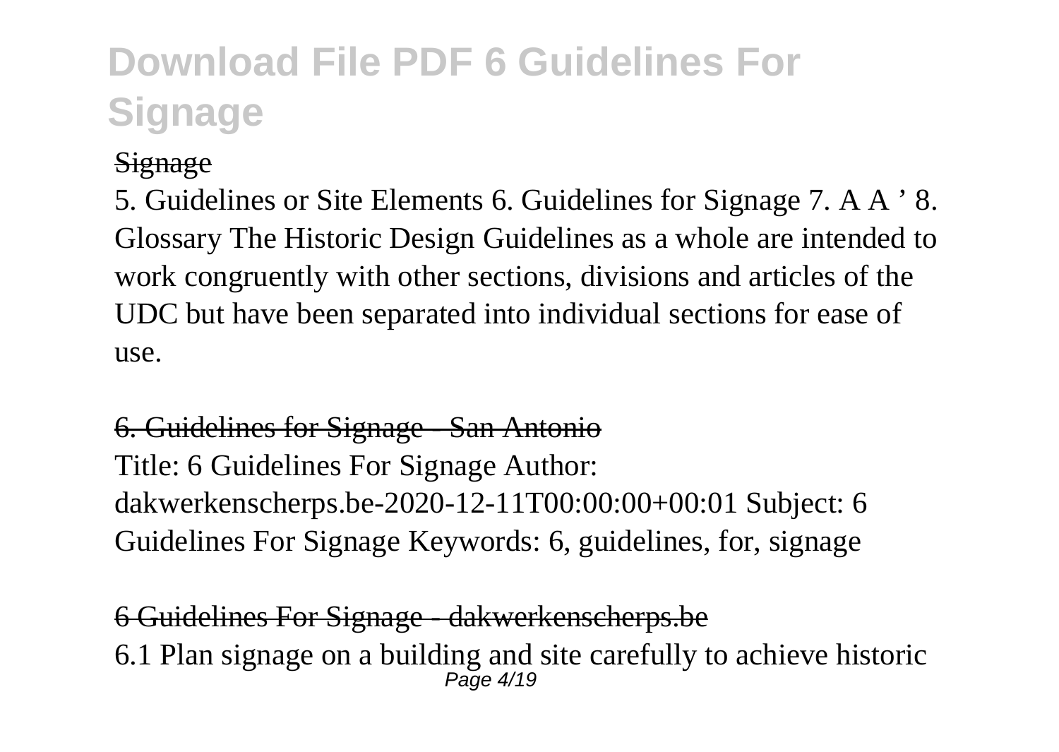Signage

5. Guidelines or Site Elements 6. Guidelines for Signage 7. A A ' 8. Glossary The Historic Design Guidelines as a whole are intended to work congruently with other sections, divisions and articles of the UDC but have been separated into individual sections for ease of use.

6. Guidelines for Signage - San Antonio

Title: 6 Guidelines For Signage Author: dakwerkenscherps.be-2020-12-11T00:00:00+00:01 Subject: 6 Guidelines For Signage Keywords: 6, guidelines, for, signage

6 Guidelines For Signage - dakwerkenscherps.be

6.1 Plan signage on a building and site carefully to achieve historic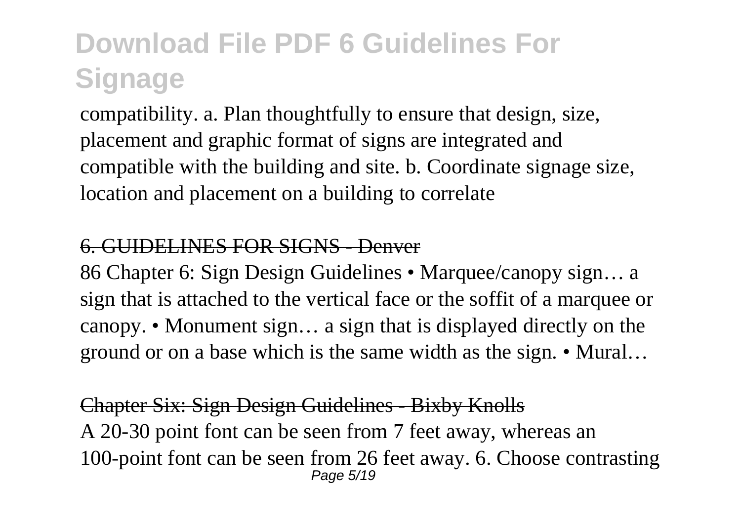compatibility. a. Plan thoughtfully to ensure that design, size, placement and graphic format of signs are integrated and compatible with the building and site. b. Coordinate signage size, location and placement on a building to correlate

## 6. GUIDELINES FOR SIGNS - Denver

86 Chapter 6: Sign Design Guidelines • Marquee/canopy sign… a sign that is attached to the vertical face or the soffit of a marquee or canopy. • Monument sign… a sign that is displayed directly on the ground or on a base which is the same width as the sign. • Mural…

## Chapter Six: Sign Design Guidelines - Bixby Knolls

A 20-30 point font can be seen from 7 feet away, whereas an 100-point font can be seen from 26 feet away. 6. Choose contrasting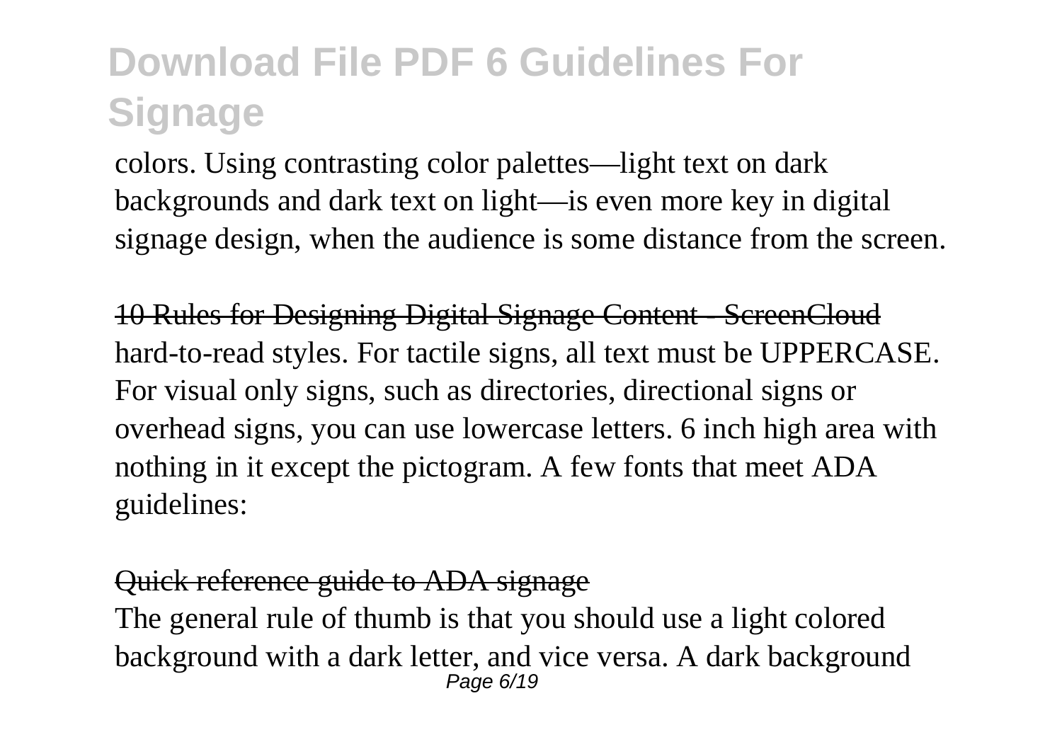colors. Using contrasting color palettes—light text on dark backgrounds and dark text on light—is even more key in digital signage design, when the audience is some distance from the screen.

~~10 Rules for Designing Digital Signage Content - ScreenCloud~~
hard-to-read styles. For tactile signs, all text must be UPPERCASE. For visual only signs, such as directories, directional signs or overhead signs, you can use lowercase letters. 6 inch high area with nothing in it except the pictogram. A few fonts that meet ADA guidelines:

~~Quick reference guide to ADA signage~~
The general rule of thumb is that you should use a light colored background with a dark letter, and vice versa. A dark background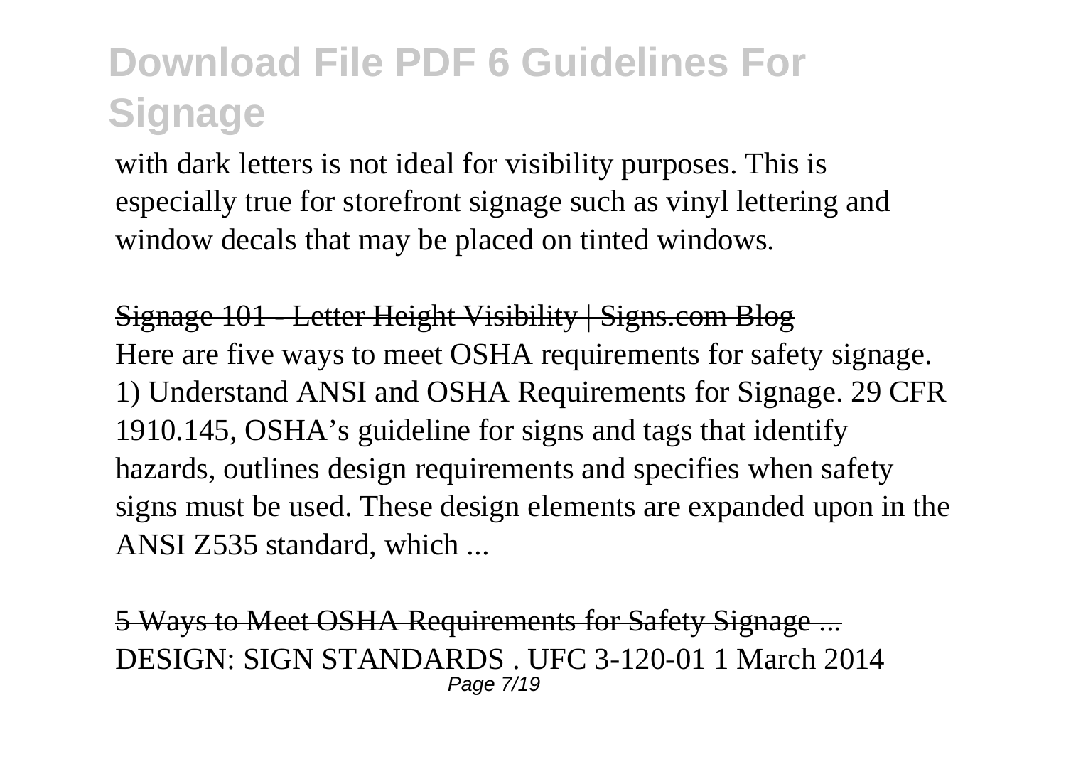with dark letters is not ideal for visibility purposes. This is especially true for storefront signage such as vinyl lettering and window decals that may be placed on tinted windows.

Signage 101 - Letter Height Visibility | Signs.com Blog

Here are five ways to meet OSHA requirements for safety signage. 1) Understand ANSI and OSHA Requirements for Signage. 29 CFR 1910.145, OSHA's guideline for signs and tags that identify hazards, outlines design requirements and specifies when safety signs must be used. These design elements are expanded upon in the ANSI Z535 standard, which ...

5 Ways to Meet OSHA Requirements for Safety Signage ...

DESIGN: SIGN STANDARDS . UFC 3-120-01 1 March 2014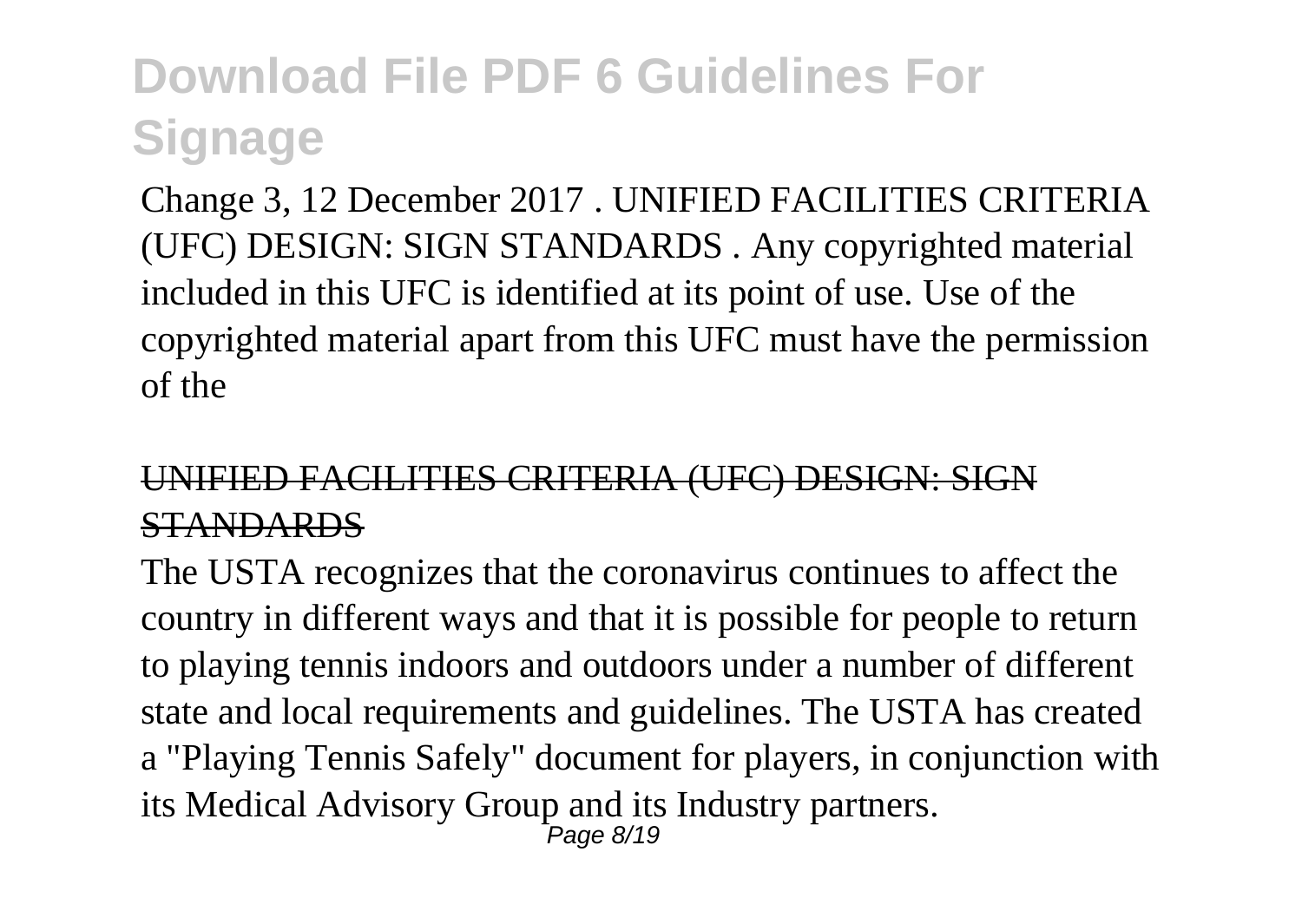Change 3, 12 December 2017 . UNIFIED FACILITIES CRITERIA (UFC) DESIGN: SIGN STANDARDS . Any copyrighted material included in this UFC is identified at its point of use. Use of the copyrighted material apart from this UFC must have the permission of the

## UNIFIED FACILITIES CRITERIA (UFC) DESIGN: SIGN STANDARDS

The USTA recognizes that the coronavirus continues to affect the country in different ways and that it is possible for people to return to playing tennis indoors and outdoors under a number of different state and local requirements and guidelines. The USTA has created a "Playing Tennis Safely" document for players, in conjunction with its Medical Advisory Group and its Industry partners.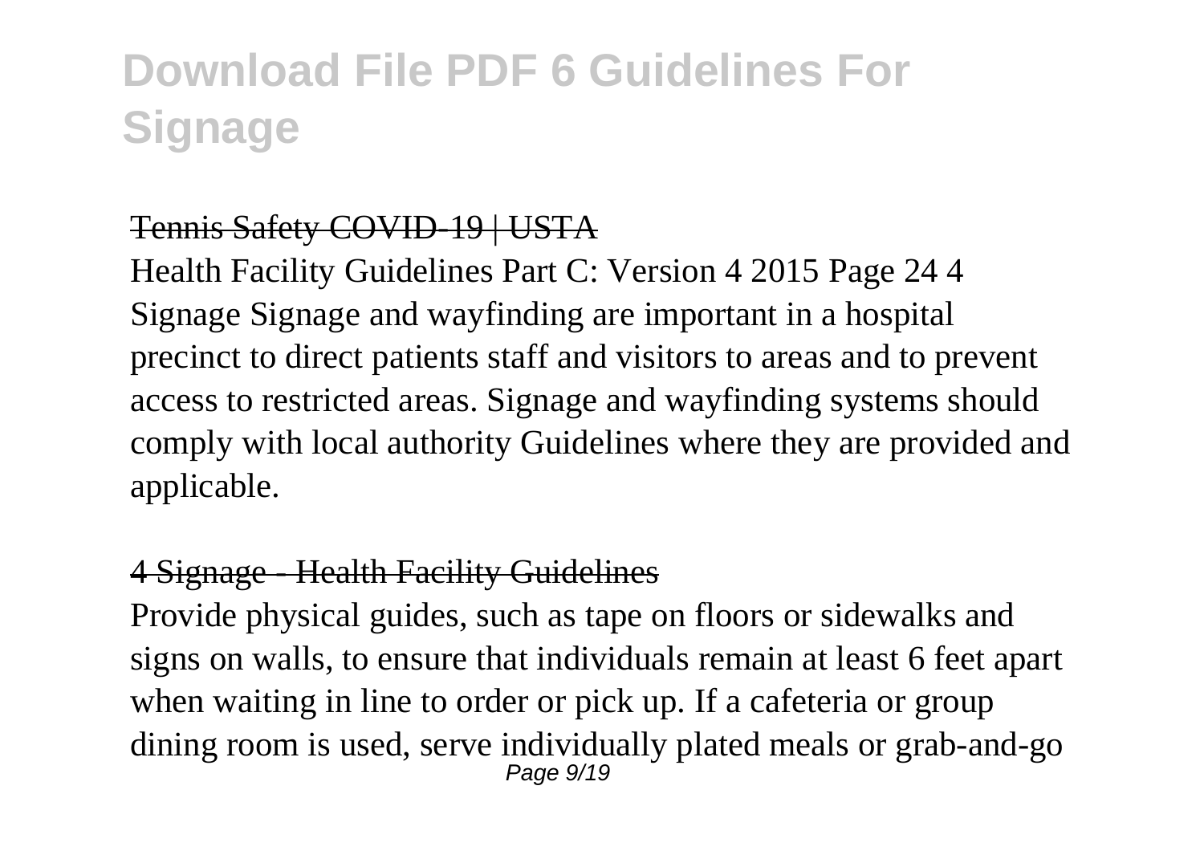# Download File PDF 6 Guidelines For Signage

## Tennis Safety COVID-19 | USTA

Health Facility Guidelines Part C: Version 4 2015 Page 24 4 Signage Signage and wayfinding are important in a hospital precinct to direct patients staff and visitors to areas and to prevent access to restricted areas. Signage and wayfinding systems should comply with local authority Guidelines where they are provided and applicable.

## 4 Signage - Health Facility Guidelines

Provide physical guides, such as tape on floors or sidewalks and signs on walls, to ensure that individuals remain at least 6 feet apart when waiting in line to order or pick up. If a cafeteria or group dining room is used, serve individually plated meals or grab-and-go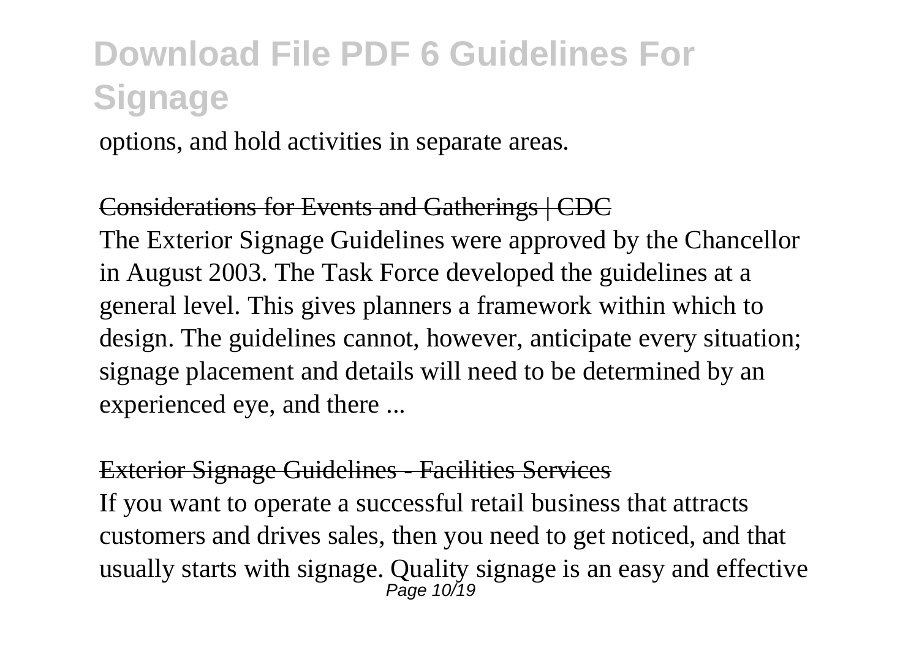options, and hold activities in separate areas.

Considerations for Events and Gatherings | CDC

The Exterior Signage Guidelines were approved by the Chancellor in August 2003. The Task Force developed the guidelines at a general level. This gives planners a framework within which to design. The guidelines cannot, however, anticipate every situation; signage placement and details will need to be determined by an experienced eye, and there ...

Exterior Signage Guidelines - Facilities Services

If you want to operate a successful retail business that attracts customers and drives sales, then you need to get noticed, and that usually starts with signage. Quality signage is an easy and effective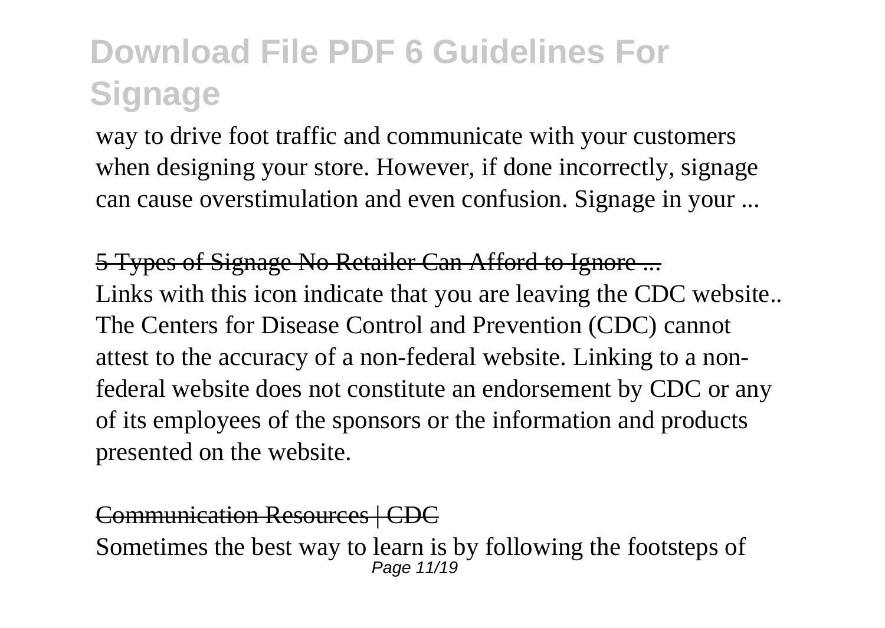way to drive foot traffic and communicate with your customers when designing your store. However, if done incorrectly, signage can cause overstimulation and even confusion. Signage in your ...

5 Types of Signage No Retailer Can Afford to Ignore ...

Links with this icon indicate that you are leaving the CDC website.. The Centers for Disease Control and Prevention (CDC) cannot attest to the accuracy of a non-federal website. Linking to a non-federal website does not constitute an endorsement by CDC or any of its employees of the sponsors or the information and products presented on the website.

Communication Resources | CDC

Sometimes the best way to learn is by following the footsteps of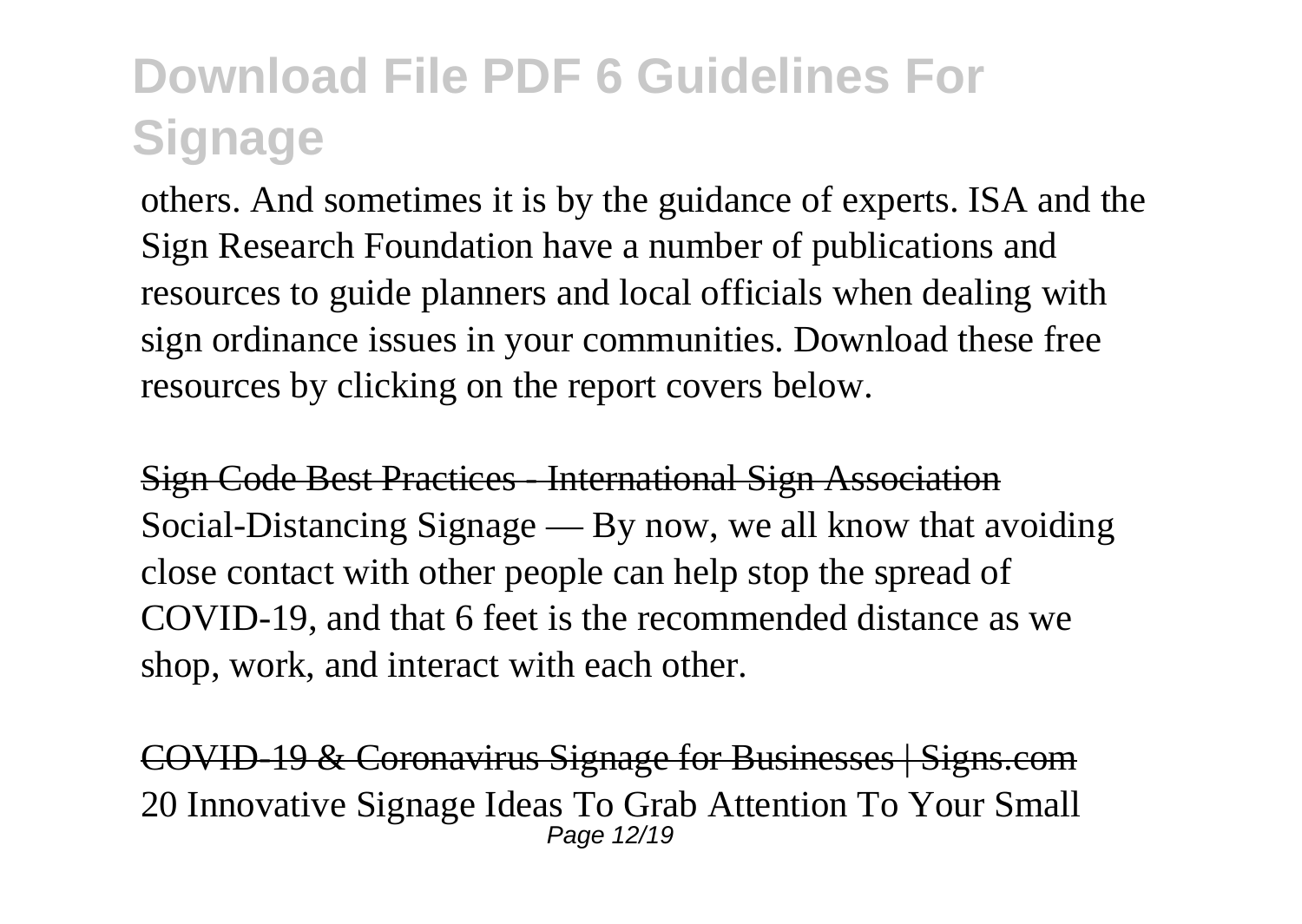others. And sometimes it is by the guidance of experts. ISA and the Sign Research Foundation have a number of publications and resources to guide planners and local officials when dealing with sign ordinance issues in your communities. Download these free resources by clicking on the report covers below.

Sign Code Best Practices - International Sign Association

Social-Distancing Signage — By now, we all know that avoiding close contact with other people can help stop the spread of COVID-19, and that 6 feet is the recommended distance as we shop, work, and interact with each other.

COVID-19 & Coronavirus Signage for Businesses | Signs.com

20 Innovative Signage Ideas To Grab Attention To Your Small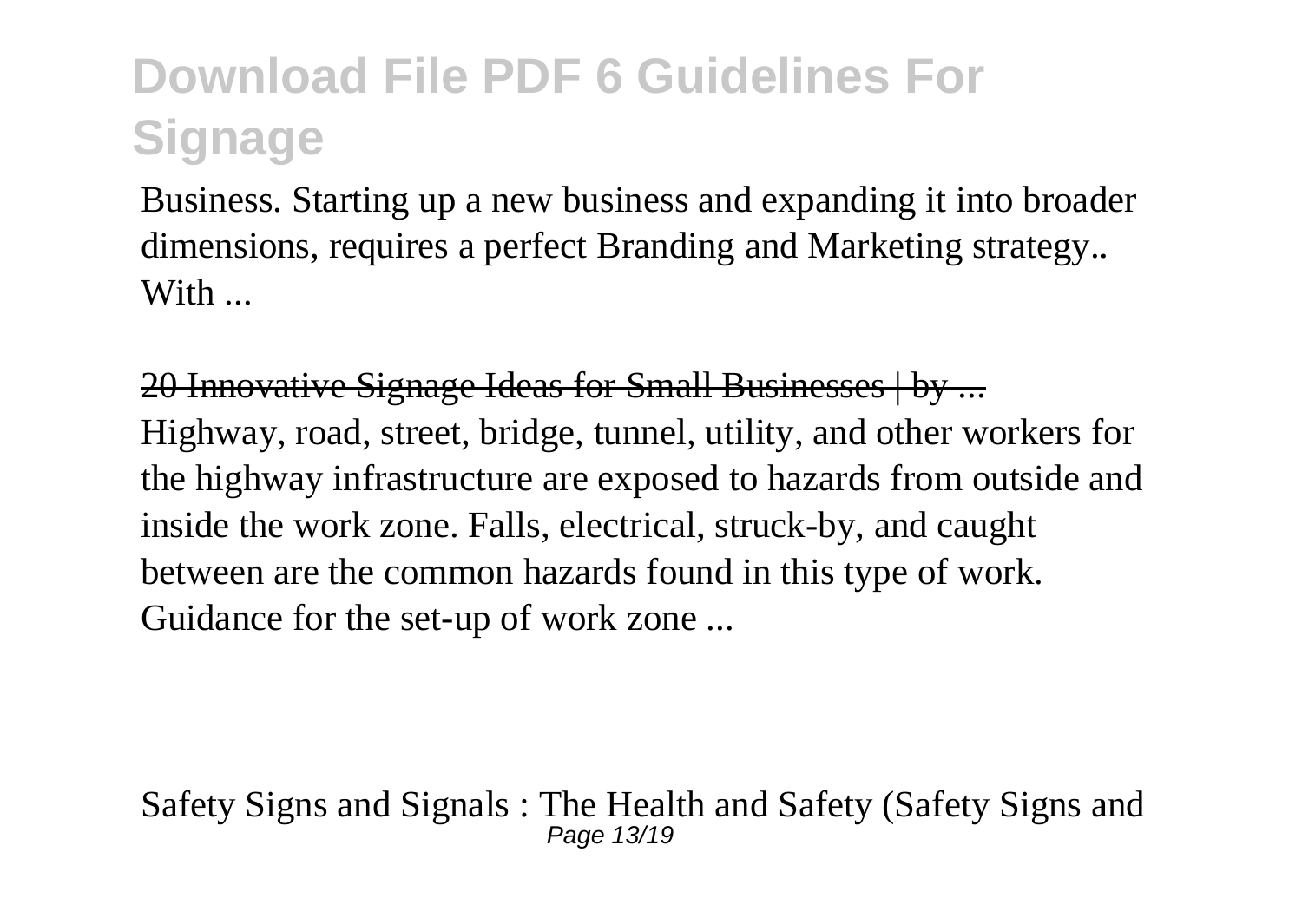Business. Starting up a new business and expanding it into broader dimensions, requires a perfect Branding and Marketing strategy.. With ...

20 Innovative Signage Ideas for Small Businesses | by ...

Highway, road, street, bridge, tunnel, utility, and other workers for the highway infrastructure are exposed to hazards from outside and inside the work zone. Falls, electrical, struck-by, and caught between are the common hazards found in this type of work. Guidance for the set-up of work zone ...

Safety Signs and Signals : The Health and Safety (Safety Signs and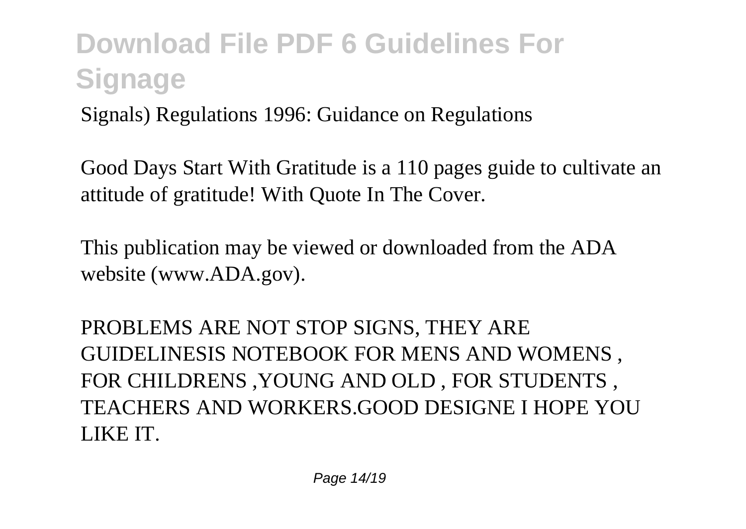Signals) Regulations 1996: Guidance on Regulations

Good Days Start With Gratitude is a 110 pages guide to cultivate an attitude of gratitude! With Quote In The Cover.

This publication may be viewed or downloaded from the ADA website (www.ADA.gov).

PROBLEMS ARE NOT STOP SIGNS, THEY ARE GUIDELINESIS NOTEBOOK FOR MENS AND WOMENS , FOR CHILDRENS ,YOUNG AND OLD , FOR STUDENTS , TEACHERS AND WORKERS.GOOD DESIGNE I HOPE YOU LIKE IT.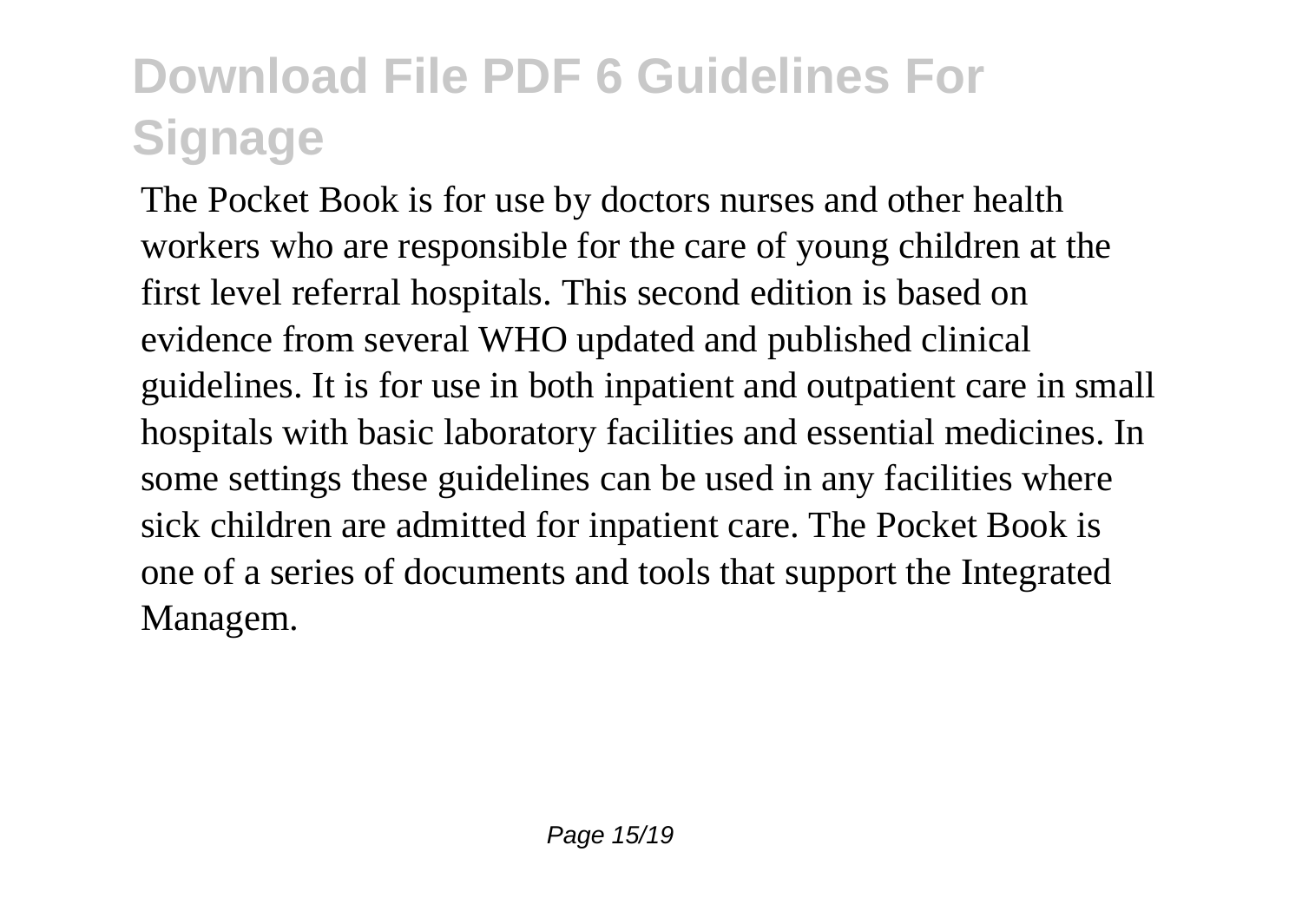The Pocket Book is for use by doctors nurses and other health workers who are responsible for the care of young children at the first level referral hospitals. This second edition is based on evidence from several WHO updated and published clinical guidelines. It is for use in both inpatient and outpatient care in small hospitals with basic laboratory facilities and essential medicines. In some settings these guidelines can be used in any facilities where sick children are admitted for inpatient care. The Pocket Book is one of a series of documents and tools that support the Integrated Managem.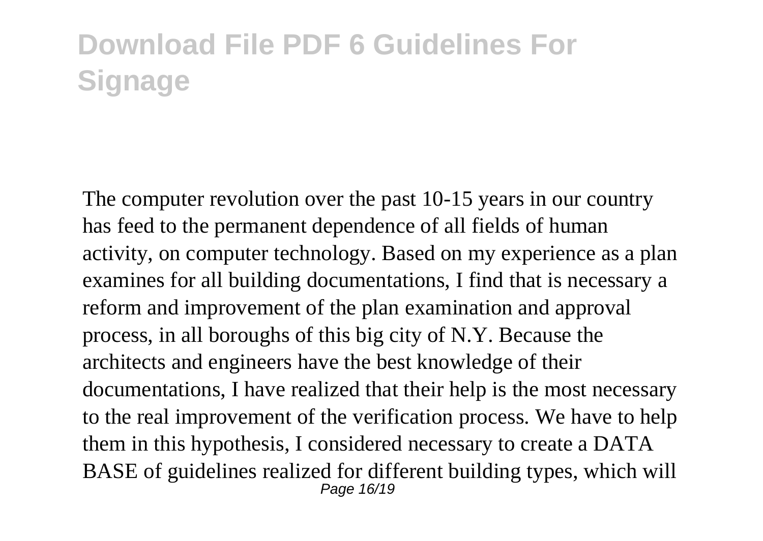The computer revolution over the past 10-15 years in our country has feed to the permanent dependence of all fields of human activity, on computer technology. Based on my experience as a plan examines for all building documentations, I find that is necessary a reform and improvement of the plan examination and approval process, in all boroughs of this big city of N.Y. Because the architects and engineers have the best knowledge of their documentations, I have realized that their help is the most necessary to the real improvement of the verification process. We have to help them in this hypothesis, I considered necessary to create a DATA BASE of guidelines realized for different building types, which will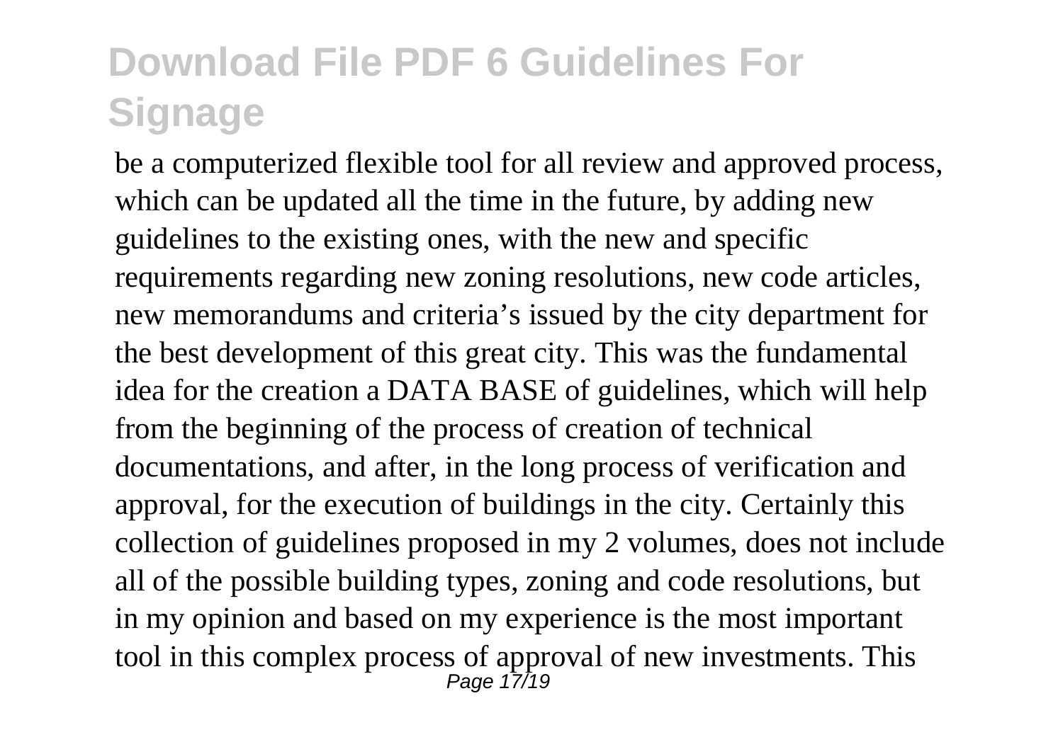be a computerized flexible tool for all review and approved process, which can be updated all the time in the future, by adding new guidelines to the existing ones, with the new and specific requirements regarding new zoning resolutions, new code articles, new memorandums and criteria's issued by the city department for the best development of this great city. This was the fundamental idea for the creation a DATA BASE of guidelines, which will help from the beginning of the process of creation of technical documentations, and after, in the long process of verification and approval, for the execution of buildings in the city. Certainly this collection of guidelines proposed in my 2 volumes, does not include all of the possible building types, zoning and code resolutions, but in my opinion and based on my experience is the most important tool in this complex process of approval of new investments. This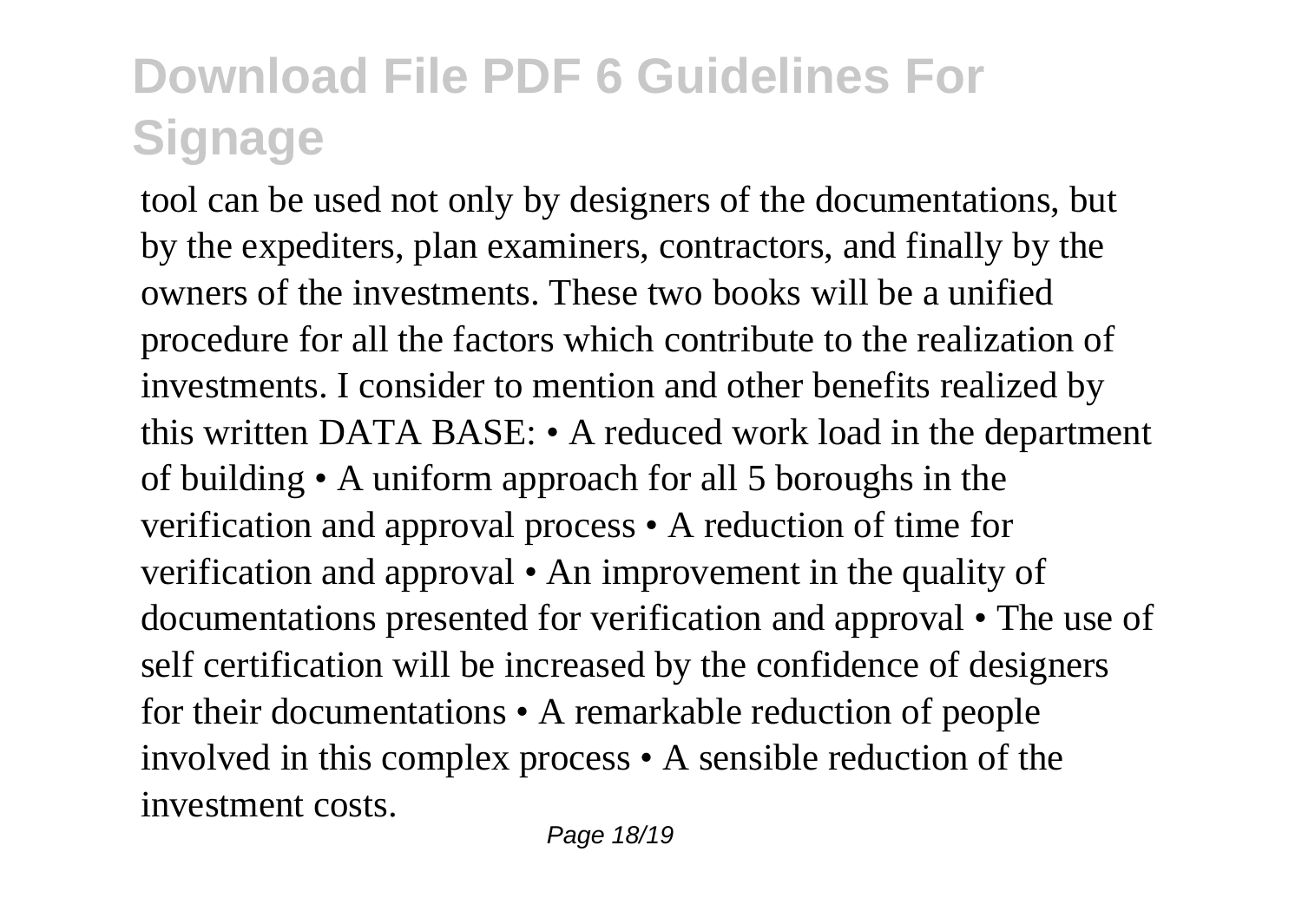tool can be used not only by designers of the documentations, but by the expediters, plan examiners, contractors, and finally by the owners of the investments. These two books will be a unified procedure for all the factors which contribute to the realization of investments. I consider to mention and other benefits realized by this written DATA BASE: • A reduced work load in the department of building • A uniform approach for all 5 boroughs in the verification and approval process • A reduction of time for verification and approval • An improvement in the quality of documentations presented for verification and approval • The use of self certification will be increased by the confidence of designers for their documentations • A remarkable reduction of people involved in this complex process • A sensible reduction of the investment costs.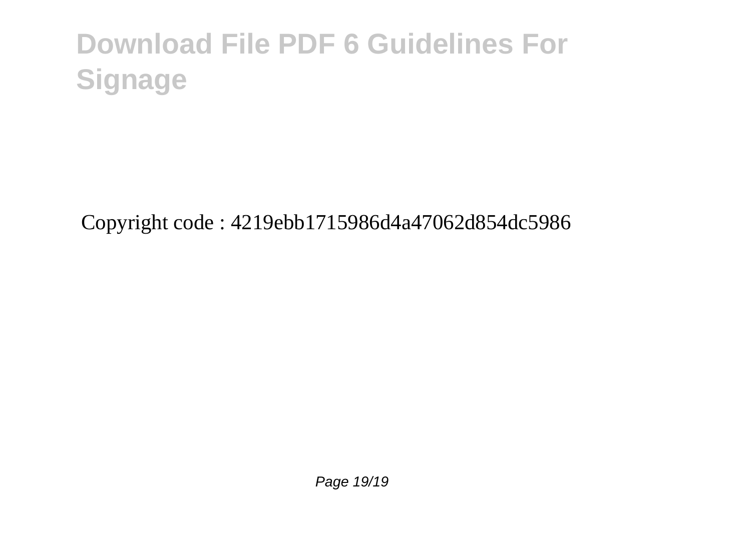Copyright code : 4219ebb1715986d4a47062d854dc5986